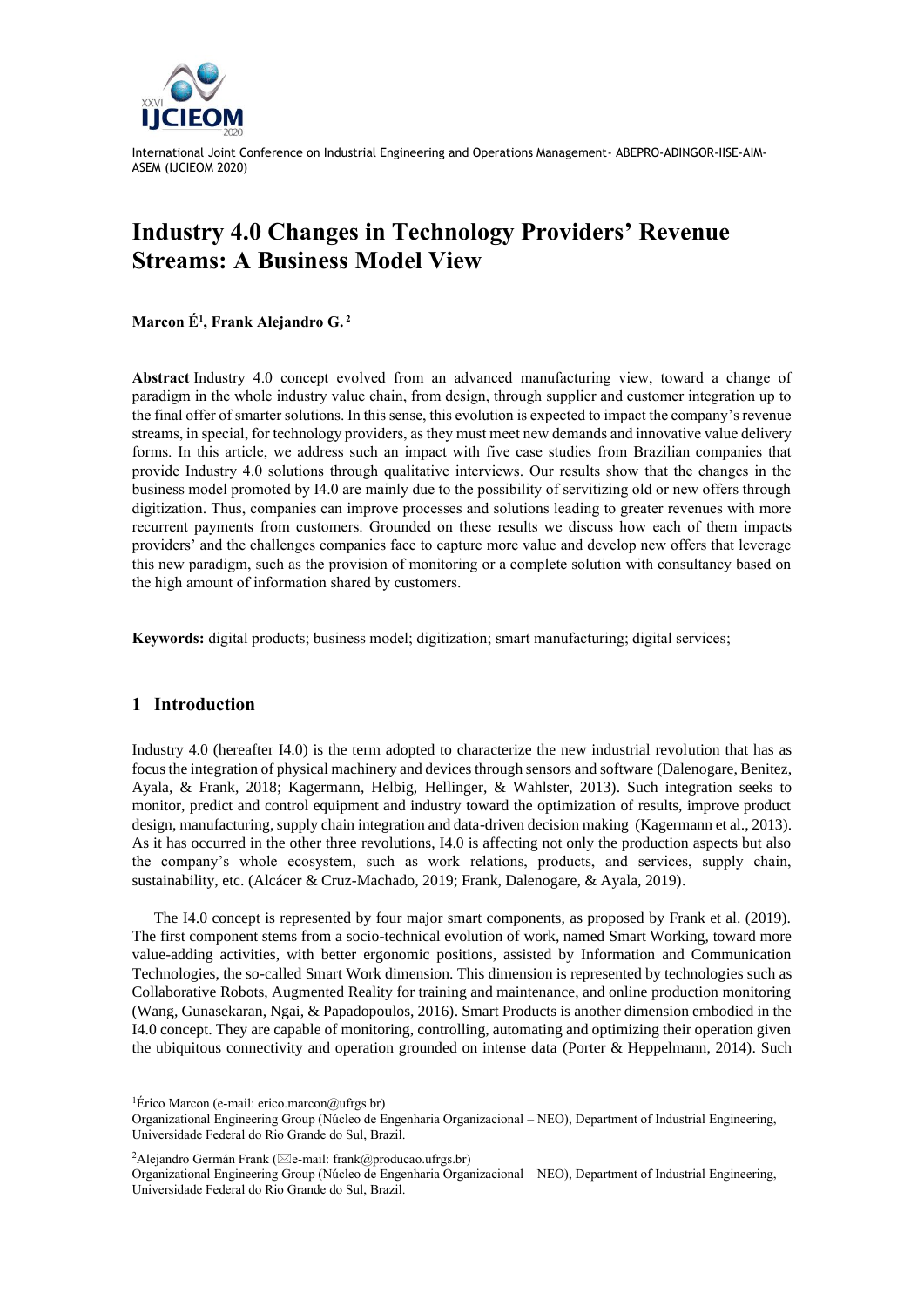# Industry 4.0 Changes in Technology Providers' Revenue Streams: A Business Model View

**Marcon É[1], Frank Alejandro G. [2]**

**Abstract** Industry 4.0 concept evolved from an advanced manufacturing view, toward a change of paradigm in the whole industry value chain, from design, through supplier and customer integration up to the final offer of smarter solutions. In this sense, this evolution is expected to impact the company's revenue streams, in special, for technology providers, as they must meet new demands and innovative value delivery forms. In this article, we address such an impact with five case studies from Brazilian companies that provide Industry 4.0 solutions through qualitative interviews. Our results show that the changes in the business model promoted by I4.0 are mainly due to the possibility of servitizing old or new offers through digitization. Thus, companies can improve processes and solutions leading to greater revenues with more recurrent payments from customers. Grounded on these results we discuss how each of them impacts providers' and the challenges companies face to capture more value and develop new offers that leverage this new paradigm, such as the provision of monitoring or a complete solution with consultancy based on the high amount of information shared by customers.

**Keywords:** digital products; business model; digitization; smart manufacturing; digital services;

## 1 Introduction

Industry 4.0 (hereafter I4.0) is the term adopted to characterize the new industrial revolution that has as focus the integration of physical machinery and devices through sensors and software (Dalenogare, Benitez, Ayala, & Frank, 2018; Kagermann, Helbig, Hellinger, & Wahlster, 2013). Such integration seeks to monitor, predict and control equipment and industry toward the optimization of results, improve product design, manufacturing, supply chain integration and data-driven decision making (Kagermann et al., 2013). As it has occurred in the other three revolutions, I4.0 is affecting not only the production aspects but also the company's whole ecosystem, such as work relations, products, and services, supply chain, sustainability, etc. (Alcácer & Cruz-Machado, 2019; Frank, Dalenogare, & Ayala, 2019).

The I4.0 concept is represented by four major smart components, as proposed by Frank et al. (2019). The first component stems from a socio-technical evolution of work, named Smart Working, toward more value-adding activities, with better ergonomic positions, assisted by Information and Communication Technologies, the so-called Smart Work dimension. This dimension is represented by technologies such as Collaborative Robots, Augmented Reality for training and maintenance, and online production monitoring (Wang, Gunasekaran, Ngai, & Papadopoulos, 2016). Smart Products is another dimension embodied in the I4.0 concept. They are capable of monitoring, controlling, automating and optimizing their operation given the ubiquitous connectivity and operation grounded on intense data (Porter & Heppelmann, 2014). Such

---

[1] Érico Marcon (e-mail: erico.marcon@ufrgs.br)
Organizational Engineering Group (Núcleo de Engenharia Organizacional – NEO), Department of Industrial Engineering, Universidade Federal do Rio Grande do Sul, Brazil.

[2] Alejandro Germán Frank (✉e-mail: frank@producao.ufrgs.br)
Organizational Engineering Group (Núcleo de Engenharia Organizacional – NEO), Department of Industrial Engineering, Universidade Federal do Rio Grande do Sul, Brazil.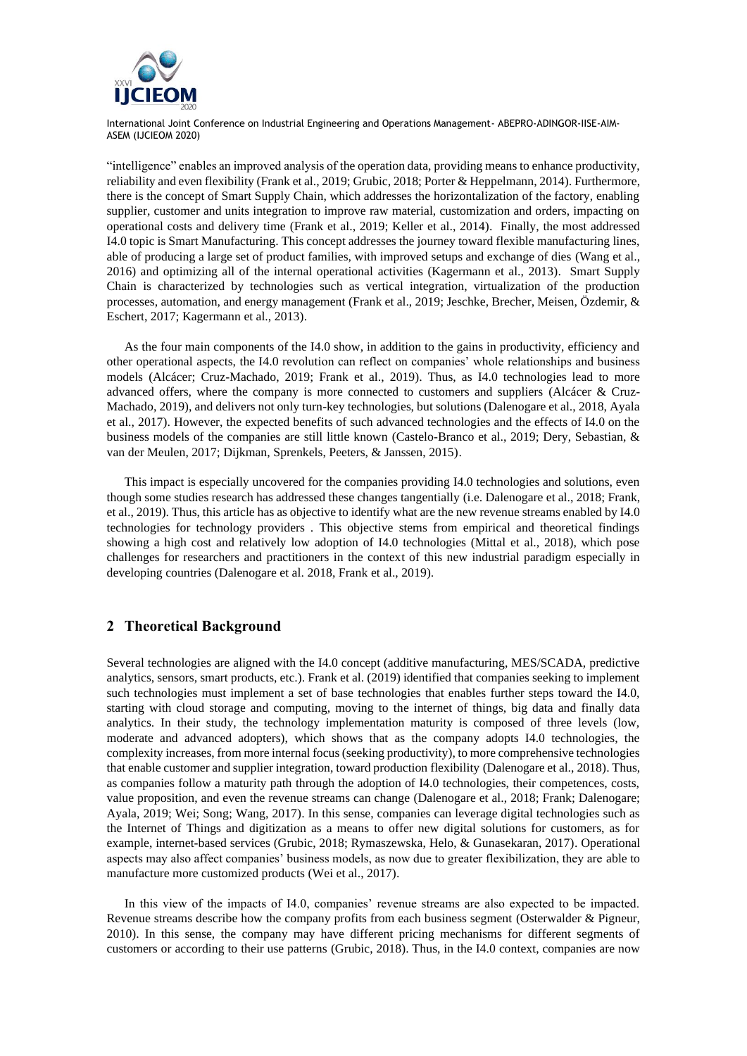"intelligence" enables an improved analysis of the operation data, providing means to enhance productivity, reliability and even flexibility (Frank et al., 2019; Grubic, 2018; Porter & Heppelmann, 2014). Furthermore, there is the concept of Smart Supply Chain, which addresses the horizontalization of the factory, enabling supplier, customer and units integration to improve raw material, customization and orders, impacting on operational costs and delivery time (Frank et al., 2019; Keller et al., 2014). Finally, the most addressed I4.0 topic is Smart Manufacturing. This concept addresses the journey toward flexible manufacturing lines, able of producing a large set of product families, with improved setups and exchange of dies (Wang et al., 2016) and optimizing all of the internal operational activities (Kagermann et al., 2013). Smart Supply Chain is characterized by technologies such as vertical integration, virtualization of the production processes, automation, and energy management (Frank et al., 2019; Jeschke, Brecher, Meisen, Özdemir, & Eschert, 2017; Kagermann et al., 2013).

As the four main components of the I4.0 show, in addition to the gains in productivity, efficiency and other operational aspects, the I4.0 revolution can reflect on companies' whole relationships and business models (Alcácer; Cruz-Machado, 2019; Frank et al., 2019). Thus, as I4.0 technologies lead to more advanced offers, where the company is more connected to customers and suppliers (Alcácer & Cruz-Machado, 2019), and delivers not only turn-key technologies, but solutions (Dalenogare et al., 2018, Ayala et al., 2017). However, the expected benefits of such advanced technologies and the effects of I4.0 on the business models of the companies are still little known (Castelo-Branco et al., 2019; Dery, Sebastian, & van der Meulen, 2017; Dijkman, Sprenkels, Peeters, & Janssen, 2015).

This impact is especially uncovered for the companies providing I4.0 technologies and solutions, even though some studies research has addressed these changes tangentially (i.e. Dalenogare et al., 2018; Frank, et al., 2019). Thus, this article has as objective to identify what are the new revenue streams enabled by I4.0 technologies for technology providers . This objective stems from empirical and theoretical findings showing a high cost and relatively low adoption of I4.0 technologies (Mittal et al., 2018), which pose challenges for researchers and practitioners in the context of this new industrial paradigm especially in developing countries (Dalenogare et al. 2018, Frank et al., 2019).

## 2 Theoretical Background

Several technologies are aligned with the I4.0 concept (additive manufacturing, MES/SCADA, predictive analytics, sensors, smart products, etc.). Frank et al. (2019) identified that companies seeking to implement such technologies must implement a set of base technologies that enables further steps toward the I4.0, starting with cloud storage and computing, moving to the internet of things, big data and finally data analytics. In their study, the technology implementation maturity is composed of three levels (low, moderate and advanced adopters), which shows that as the company adopts I4.0 technologies, the complexity increases, from more internal focus (seeking productivity), to more comprehensive technologies that enable customer and supplier integration, toward production flexibility (Dalenogare et al., 2018). Thus, as companies follow a maturity path through the adoption of I4.0 technologies, their competences, costs, value proposition, and even the revenue streams can change (Dalenogare et al., 2018; Frank; Dalenogare; Ayala, 2019; Wei; Song; Wang, 2017). In this sense, companies can leverage digital technologies such as the Internet of Things and digitization as a means to offer new digital solutions for customers, as for example, internet-based services (Grubic, 2018; Rymaszewska, Helo, & Gunasekaran, 2017). Operational aspects may also affect companies' business models, as now due to greater flexibilization, they are able to manufacture more customized products (Wei et al., 2017).

In this view of the impacts of I4.0, companies' revenue streams are also expected to be impacted. Revenue streams describe how the company profits from each business segment (Osterwalder & Pigneur, 2010). In this sense, the company may have different pricing mechanisms for different segments of customers or according to their use patterns (Grubic, 2018). Thus, in the I4.0 context, companies are now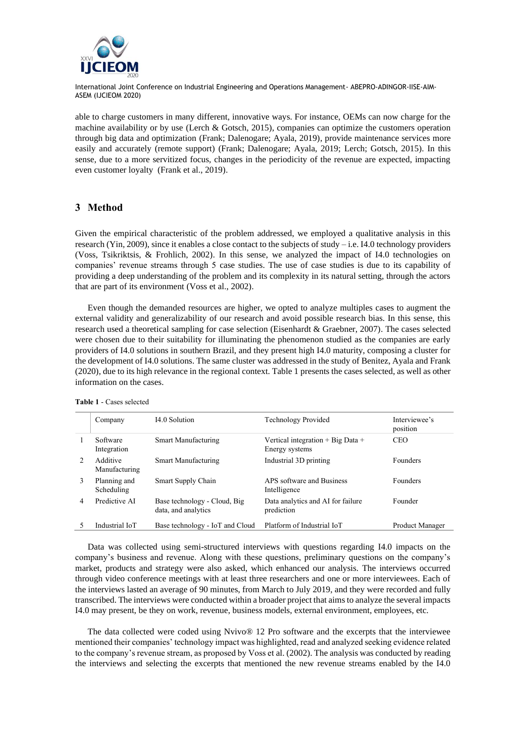able to charge customers in many different, innovative ways. For instance, OEMs can now charge for the machine availability or by use (Lerch & Gotsch, 2015), companies can optimize the customers operation through big data and optimization (Frank; Dalenogare; Ayala, 2019), provide maintenance services more easily and accurately (remote support) (Frank; Dalenogare; Ayala, 2019; Lerch; Gotsch, 2015). In this sense, due to a more servitized focus, changes in the periodicity of the revenue are expected, impacting even customer loyalty (Frank et al., 2019).

## 3 Method

Given the empirical characteristic of the problem addressed, we employed a qualitative analysis in this research (Yin, 2009), since it enables a close contact to the subjects of study – i.e. I4.0 technology providers (Voss, Tsikriktsis, & Frohlich, 2002). In this sense, we analyzed the impact of I4.0 technologies on companies' revenue streams through 5 case studies. The use of case studies is due to its capability of providing a deep understanding of the problem and its complexity in its natural setting, through the actors that are part of its environment (Voss et al., 2002).

Even though the demanded resources are higher, we opted to analyze multiples cases to augment the external validity and generalizability of our research and avoid possible research bias. In this sense, this research used a theoretical sampling for case selection (Eisenhardt & Graebner, 2007). The cases selected were chosen due to their suitability for illuminating the phenomenon studied as the companies are early providers of I4.0 solutions in southern Brazil, and they present high I4.0 maturity, composing a cluster for the development of I4.0 solutions. The same cluster was addressed in the study of Benitez, Ayala and Frank (2020), due to its high relevance in the regional context. Table 1 presents the cases selected, as well as other information on the cases.

**Table 1** - Cases selected

| | Company | I4.0 Solution | Technology Provided | Interviewee's position |
|---|---|---|---|---|
| 1 | Software Integration | Smart Manufacturing | Vertical integration + Big Data + Energy systems | CEO |
| 2 | Additive Manufacturing | Smart Manufacturing | Industrial 3D printing | Founders |
| 3 | Planning and Scheduling | Smart Supply Chain | APS software and Business Intelligence | Founders |
| 4 | Predictive AI | Base technology - Cloud, Big data, and analytics | Data analytics and AI for failure prediction | Founder |
| 5 | Industrial IoT | Base technology - IoT and Cloud | Platform of Industrial IoT | Product Manager |

Data was collected using semi-structured interviews with questions regarding I4.0 impacts on the company's business and revenue. Along with these questions, preliminary questions on the company's market, products and strategy were also asked, which enhanced our analysis. The interviews occurred through video conference meetings with at least three researchers and one or more interviewees. Each of the interviews lasted an average of 90 minutes, from March to July 2019, and they were recorded and fully transcribed. The interviews were conducted within a broader project that aims to analyze the several impacts I4.0 may present, be they on work, revenue, business models, external environment, employees, etc.

The data collected were coded using Nvivo® 12 Pro software and the excerpts that the interviewee mentioned their companies' technology impact was highlighted, read and analyzed seeking evidence related to the company's revenue stream, as proposed by Voss et al. (2002). The analysis was conducted by reading the interviews and selecting the excerpts that mentioned the new revenue streams enabled by the I4.0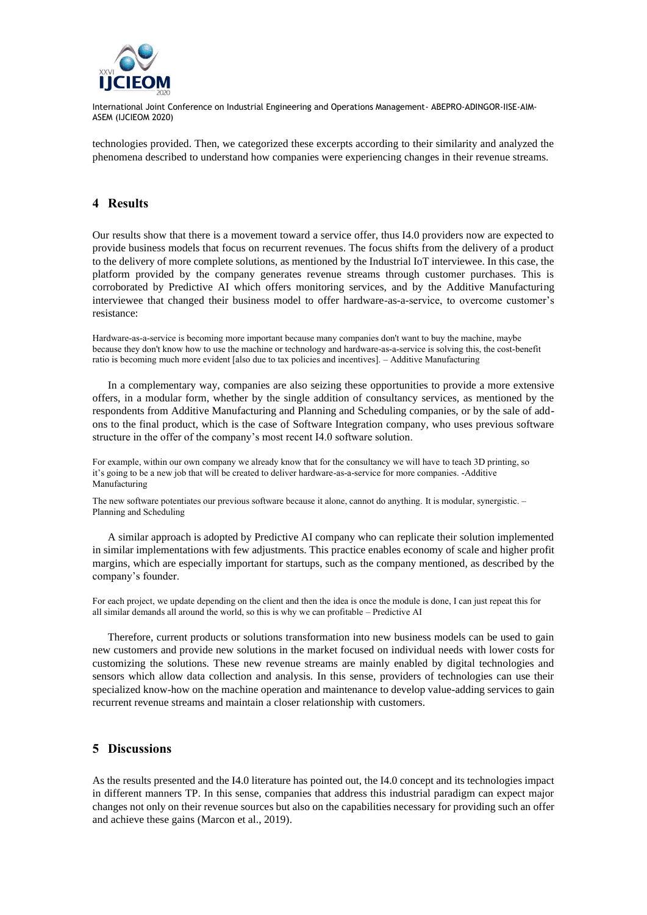technologies provided. Then, we categorized these excerpts according to their similarity and analyzed the phenomena described to understand how companies were experiencing changes in their revenue streams.

## 4 Results

Our results show that there is a movement toward a service offer, thus I4.0 providers now are expected to provide business models that focus on recurrent revenues. The focus shifts from the delivery of a product to the delivery of more complete solutions, as mentioned by the Industrial IoT interviewee. In this case, the platform provided by the company generates revenue streams through customer purchases. This is corroborated by Predictive AI which offers monitoring services, and by the Additive Manufacturing interviewee that changed their business model to offer hardware-as-a-service, to overcome customer's resistance:

> Hardware-as-a-service is becoming more important because many companies don't want to buy the machine, maybe because they don't know how to use the machine or technology and hardware-as-a-service is solving this, the cost-benefit ratio is becoming much more evident [also due to tax policies and incentives]. – Additive Manufacturing

In a complementary way, companies are also seizing these opportunities to provide a more extensive offers, in a modular form, whether by the single addition of consultancy services, as mentioned by the respondents from Additive Manufacturing and Planning and Scheduling companies, or by the sale of add-ons to the final product, which is the case of Software Integration company, who uses previous software structure in the offer of the company's most recent I4.0 software solution.

> For example, within our own company we already know that for the consultancy we will have to teach 3D printing, so it's going to be a new job that will be created to deliver hardware-as-a-service for more companies. -Additive Manufacturing

> The new software potentiates our previous software because it alone, cannot do anything. It is modular, synergistic. – Planning and Scheduling

A similar approach is adopted by Predictive AI company who can replicate their solution implemented in similar implementations with few adjustments. This practice enables economy of scale and higher profit margins, which are especially important for startups, such as the company mentioned, as described by the company's founder.

> For each project, we update depending on the client and then the idea is once the module is done, I can just repeat this for all similar demands all around the world, so this is why we can profitable – Predictive AI

Therefore, current products or solutions transformation into new business models can be used to gain new customers and provide new solutions in the market focused on individual needs with lower costs for customizing the solutions. These new revenue streams are mainly enabled by digital technologies and sensors which allow data collection and analysis. In this sense, providers of technologies can use their specialized know-how on the machine operation and maintenance to develop value-adding services to gain recurrent revenue streams and maintain a closer relationship with customers.

## 5 Discussions

As the results presented and the I4.0 literature has pointed out, the I4.0 concept and its technologies impact in different manners TP. In this sense, companies that address this industrial paradigm can expect major changes not only on their revenue sources but also on the capabilities necessary for providing such an offer and achieve these gains (Marcon et al., 2019).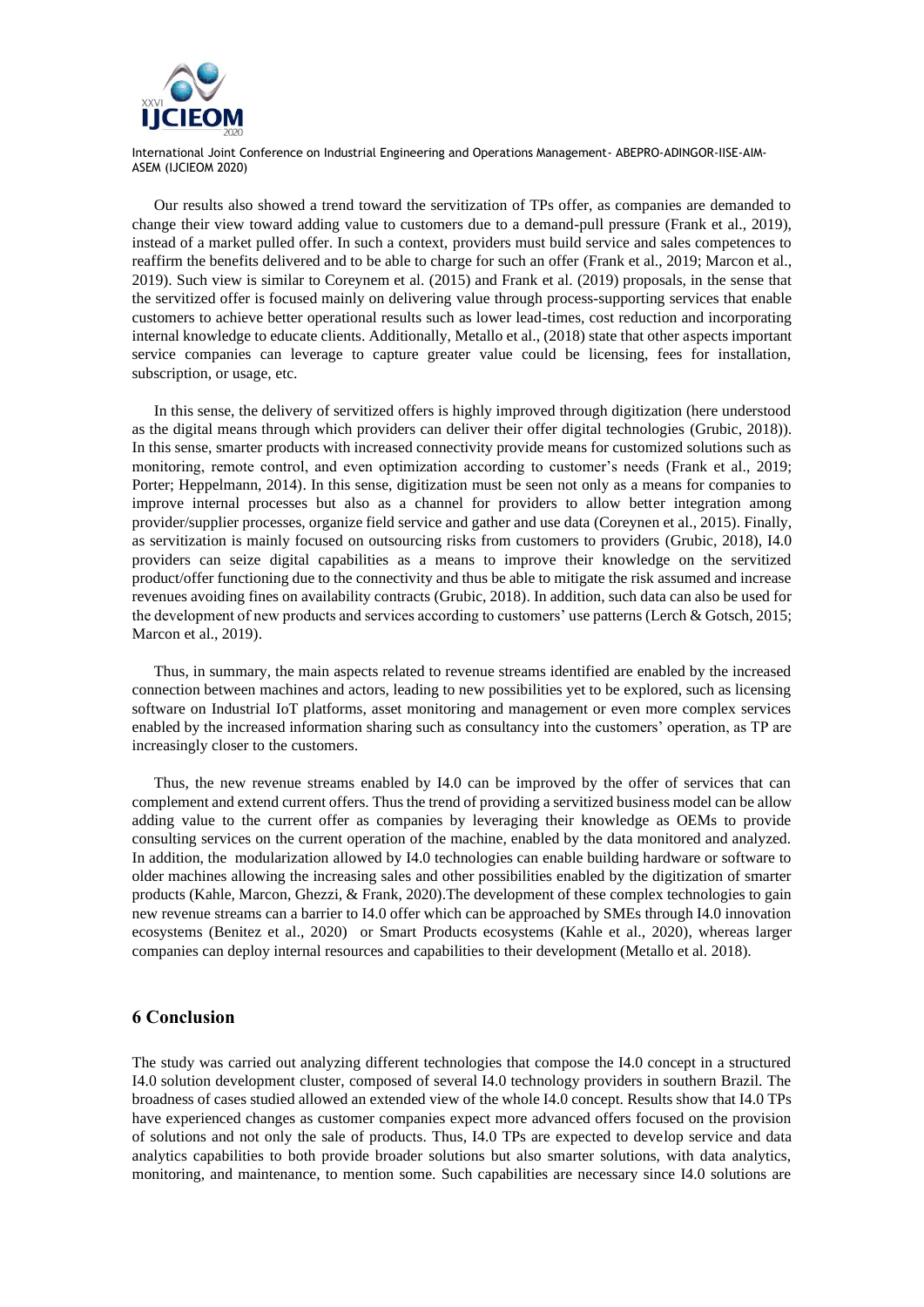Our results also showed a trend toward the servitization of TPs offer, as companies are demanded to change their view toward adding value to customers due to a demand-pull pressure (Frank et al., 2019), instead of a market pulled offer. In such a context, providers must build service and sales competences to reaffirm the benefits delivered and to be able to charge for such an offer (Frank et al., 2019; Marcon et al., 2019). Such view is similar to Coreynem et al. (2015) and Frank et al. (2019) proposals, in the sense that the servitized offer is focused mainly on delivering value through process-supporting services that enable customers to achieve better operational results such as lower lead-times, cost reduction and incorporating internal knowledge to educate clients. Additionally, Metallo et al., (2018) state that other aspects important service companies can leverage to capture greater value could be licensing, fees for installation, subscription, or usage, etc.

In this sense, the delivery of servitized offers is highly improved through digitization (here understood as the digital means through which providers can deliver their offer digital technologies (Grubic, 2018)). In this sense, smarter products with increased connectivity provide means for customized solutions such as monitoring, remote control, and even optimization according to customer's needs (Frank et al., 2019; Porter; Heppelmann, 2014). In this sense, digitization must be seen not only as a means for companies to improve internal processes but also as a channel for providers to allow better integration among provider/supplier processes, organize field service and gather and use data (Coreynen et al., 2015). Finally, as servitization is mainly focused on outsourcing risks from customers to providers (Grubic, 2018), I4.0 providers can seize digital capabilities as a means to improve their knowledge on the servitized product/offer functioning due to the connectivity and thus be able to mitigate the risk assumed and increase revenues avoiding fines on availability contracts (Grubic, 2018). In addition, such data can also be used for the development of new products and services according to customers' use patterns (Lerch & Gotsch, 2015; Marcon et al., 2019).

Thus, in summary, the main aspects related to revenue streams identified are enabled by the increased connection between machines and actors, leading to new possibilities yet to be explored, such as licensing software on Industrial IoT platforms, asset monitoring and management or even more complex services enabled by the increased information sharing such as consultancy into the customers' operation, as TP are increasingly closer to the customers.

Thus, the new revenue streams enabled by I4.0 can be improved by the offer of services that can complement and extend current offers. Thus the trend of providing a servitized business model can be allow adding value to the current offer as companies by leveraging their knowledge as OEMs to provide consulting services on the current operation of the machine, enabled by the data monitored and analyzed. In addition, the modularization allowed by I4.0 technologies can enable building hardware or software to older machines allowing the increasing sales and other possibilities enabled by the digitization of smarter products (Kahle, Marcon, Ghezzi, & Frank, 2020).The development of these complex technologies to gain new revenue streams can a barrier to I4.0 offer which can be approached by SMEs through I4.0 innovation ecosystems (Benitez et al., 2020) or Smart Products ecosystems (Kahle et al., 2020), whereas larger companies can deploy internal resources and capabilities to their development (Metallo et al. 2018).

## 6 Conclusion

The study was carried out analyzing different technologies that compose the I4.0 concept in a structured I4.0 solution development cluster, composed of several I4.0 technology providers in southern Brazil. The broadness of cases studied allowed an extended view of the whole I4.0 concept. Results show that I4.0 TPs have experienced changes as customer companies expect more advanced offers focused on the provision of solutions and not only the sale of products. Thus, I4.0 TPs are expected to develop service and data analytics capabilities to both provide broader solutions but also smarter solutions, with data analytics, monitoring, and maintenance, to mention some. Such capabilities are necessary since I4.0 solutions are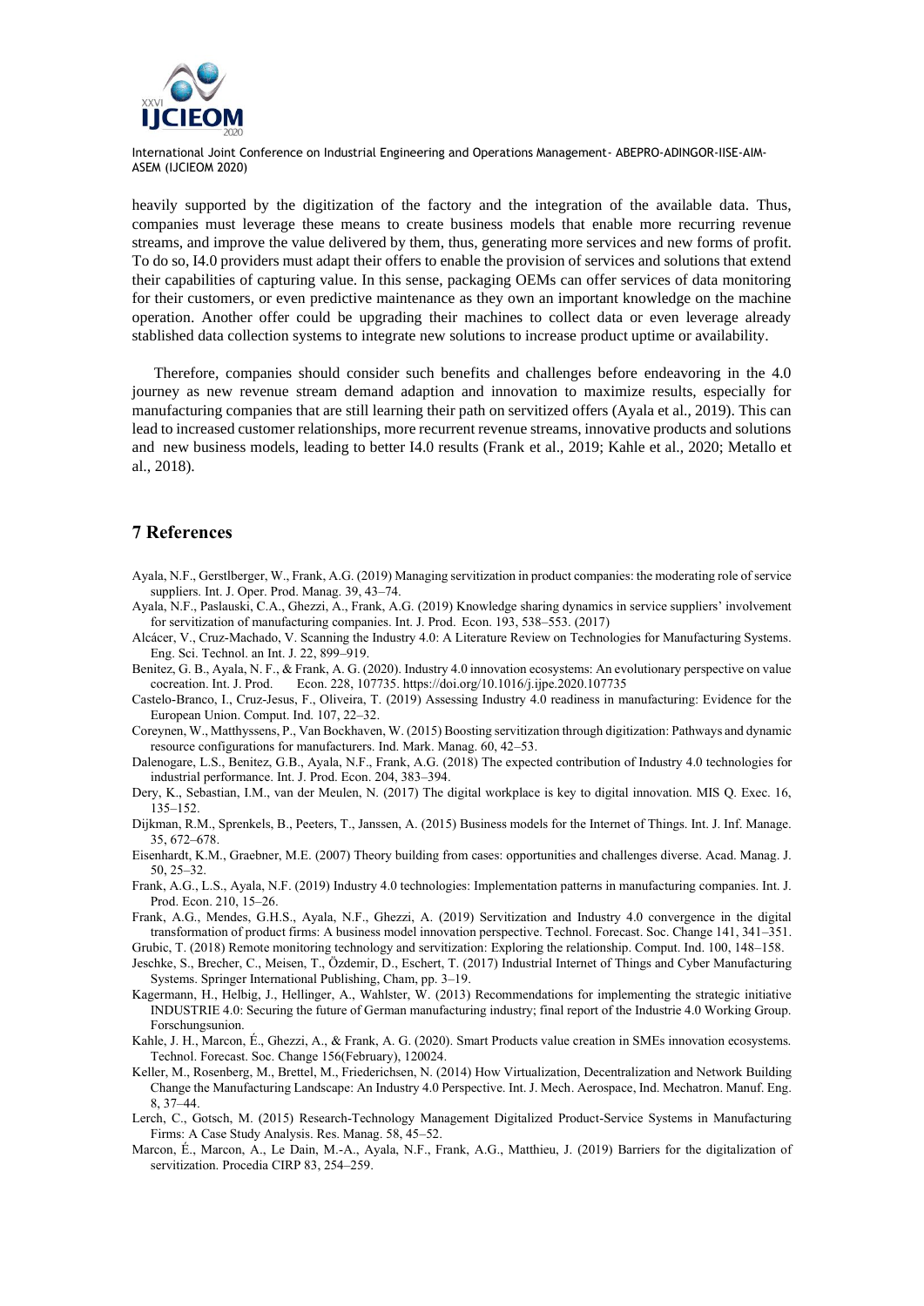heavily supported by the digitization of the factory and the integration of the available data. Thus, companies must leverage these means to create business models that enable more recurring revenue streams, and improve the value delivered by them, thus, generating more services and new forms of profit. To do so, I4.0 providers must adapt their offers to enable the provision of services and solutions that extend their capabilities of capturing value. In this sense, packaging OEMs can offer services of data monitoring for their customers, or even predictive maintenance as they own an important knowledge on the machine operation. Another offer could be upgrading their machines to collect data or even leverage already stablished data collection systems to integrate new solutions to increase product uptime or availability.

Therefore, companies should consider such benefits and challenges before endeavoring in the 4.0 journey as new revenue stream demand adaption and innovation to maximize results, especially for manufacturing companies that are still learning their path on servitized offers (Ayala et al., 2019). This can lead to increased customer relationships, more recurrent revenue streams, innovative products and solutions and new business models, leading to better I4.0 results (Frank et al., 2019; Kahle et al., 2020; Metallo et al., 2018).

## 7 References

Ayala, N.F., Gerstlberger, W., Frank, A.G. (2019) Managing servitization in product companies: the moderating role of service suppliers. Int. J. Oper. Prod. Manag. 39, 43–74.

Ayala, N.F., Paslauski, C.A., Ghezzi, A., Frank, A.G. (2019) Knowledge sharing dynamics in service suppliers' involvement for servitization of manufacturing companies. Int. J. Prod. Econ. 193, 538–553. (2017)

Alcácer, V., Cruz-Machado, V. Scanning the Industry 4.0: A Literature Review on Technologies for Manufacturing Systems. Eng. Sci. Technol. an Int. J. 22, 899–919.

Benitez, G. B., Ayala, N. F., & Frank, A. G. (2020). Industry 4.0 innovation ecosystems: An evolutionary perspective on value cocreation. Int. J. Prod. Econ. 228, 107735. https://doi.org/10.1016/j.ijpe.2020.107735

Castelo-Branco, I., Cruz-Jesus, F., Oliveira, T. (2019) Assessing Industry 4.0 readiness in manufacturing: Evidence for the European Union. Comput. Ind. 107, 22–32.

Coreynen, W., Matthyssens, P., Van Bockhaven, W. (2015) Boosting servitization through digitization: Pathways and dynamic resource configurations for manufacturers. Ind. Mark. Manag. 60, 42–53.

Dalenogare, L.S., Benitez, G.B., Ayala, N.F., Frank, A.G. (2018) The expected contribution of Industry 4.0 technologies for industrial performance. Int. J. Prod. Econ. 204, 383–394.

Dery, K., Sebastian, I.M., van der Meulen, N. (2017) The digital workplace is key to digital innovation. MIS Q. Exec. 16, 135–152.

Dijkman, R.M., Sprenkels, B., Peeters, T., Janssen, A. (2015) Business models for the Internet of Things. Int. J. Inf. Manage. 35, 672–678.

Eisenhardt, K.M., Graebner, M.E. (2007) Theory building from cases: opportunities and challenges diverse. Acad. Manag. J. 50, 25–32.

Frank, A.G., L.S., Ayala, N.F. (2019) Industry 4.0 technologies: Implementation patterns in manufacturing companies. Int. J. Prod. Econ. 210, 15–26.

Frank, A.G., Mendes, G.H.S., Ayala, N.F., Ghezzi, A. (2019) Servitization and Industry 4.0 convergence in the digital transformation of product firms: A business model innovation perspective. Technol. Forecast. Soc. Change 141, 341–351.

Grubic, T. (2018) Remote monitoring technology and servitization: Exploring the relationship. Comput. Ind. 100, 148–158.

Jeschke, S., Brecher, C., Meisen, T., Özdemir, D., Eschert, T. (2017) Industrial Internet of Things and Cyber Manufacturing Systems. Springer International Publishing, Cham, pp. 3–19.

Kagermann, H., Helbig, J., Hellinger, A., Wahlster, W. (2013) Recommendations for implementing the strategic initiative INDUSTRIE 4.0: Securing the future of German manufacturing industry; final report of the Industrie 4.0 Working Group. Forschungsunion.

Kahle, J. H., Marcon, É., Ghezzi, A., & Frank, A. G. (2020). Smart Products value creation in SMEs innovation ecosystems. Technol. Forecast. Soc. Change 156(February), 120024.

Keller, M., Rosenberg, M., Brettel, M., Friederichsen, N. (2014) How Virtualization, Decentralization and Network Building Change the Manufacturing Landscape: An Industry 4.0 Perspective. Int. J. Mech. Aerospace, Ind. Mechatron. Manuf. Eng. 8, 37–44.

Lerch, C., Gotsch, M. (2015) Research-Technology Management Digitalized Product-Service Systems in Manufacturing Firms: A Case Study Analysis. Res. Manag. 58, 45–52.

Marcon, É., Marcon, A., Le Dain, M.-A., Ayala, N.F., Frank, A.G., Matthieu, J. (2019) Barriers for the digitalization of servitization. Procedia CIRP 83, 254–259.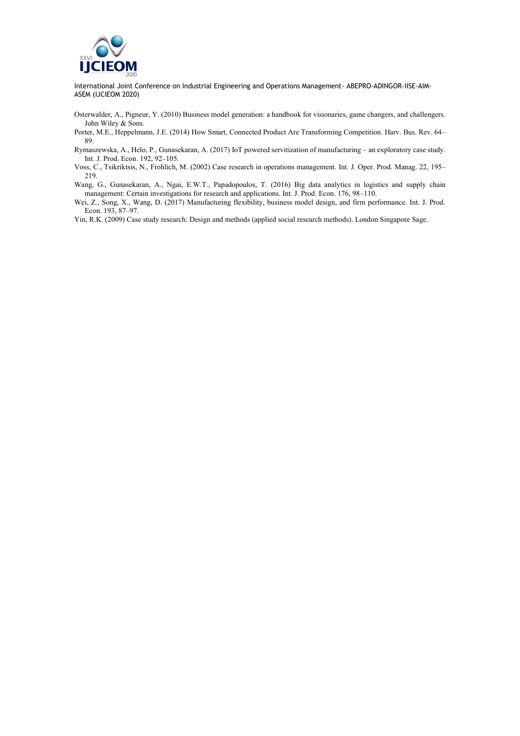Osterwalder, A., Pigneur, Y. (2010) Business model generation: a handbook for visionaries, game changers, and challengers. John Wiley & Sons.

Porter, M.E., Heppelmann, J.E. (2014) How Smart, Connected Product Are Transforming Competition. Harv. Bus. Rev. 64–89.

Rymaszewska, A., Helo, P., Gunasekaran, A. (2017) IoT powered servitization of manufacturing – an exploratory case study. Int. J. Prod. Econ. 192, 92–105.

Voss, C., Tsikriktsis, N., Frohlich, M. (2002) Case research in operations management. Int. J. Oper. Prod. Manag. 22, 195–219.

Wang, G., Gunasekaran, A., Ngai, E.W.T., Papadopoulos, T. (2016) Big data analytics in logistics and supply chain management: Certain investigations for research and applications. Int. J. Prod. Econ. 176, 98–110.

Wei, Z., Song, X., Wang, D. (2017) Manufacturing flexibility, business model design, and firm performance. Int. J. Prod. Econ. 193, 87–97.

Yin, R.K. (2009) Case study research: Design and methods (applied social research methods). London Singapore Sage.